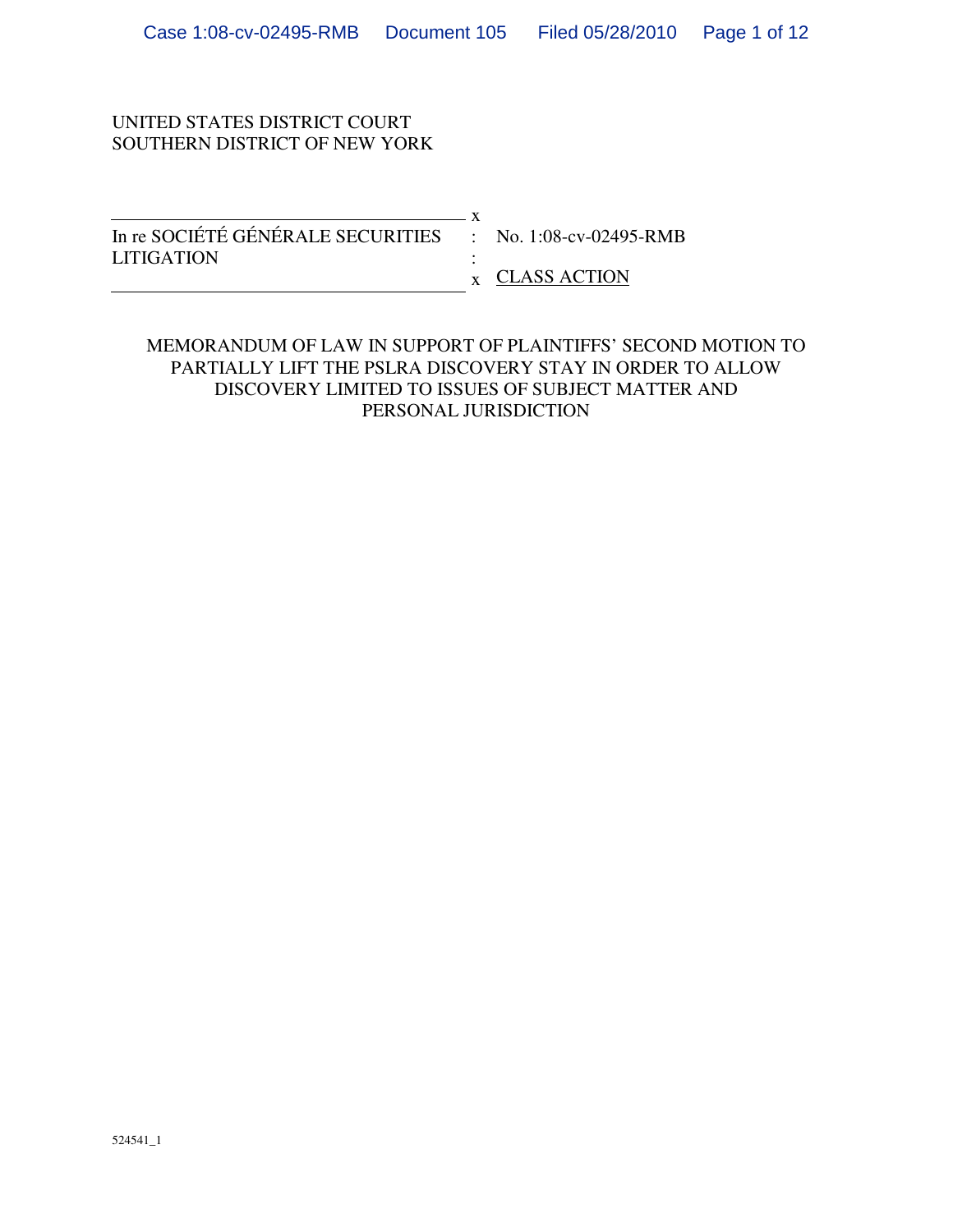UNITED STATES DISTRICT COURT
SOUTHERN DISTRICT OF NEW YORK

| | | |
|---|---|---|
| In re SOCIÉTÉ GÉNÉRALE SECURITIES LITIGATION | : | No. 1:08-cv-02495-RMB |
| | : | CLASS ACTION |

MEMORANDUM OF LAW IN SUPPORT OF PLAINTIFFS' SECOND MOTION TO PARTIALLY LIFT THE PSLRA DISCOVERY STAY IN ORDER TO ALLOW DISCOVERY LIMITED TO ISSUES OF SUBJECT MATTER AND PERSONAL JURISDICTION

524541_1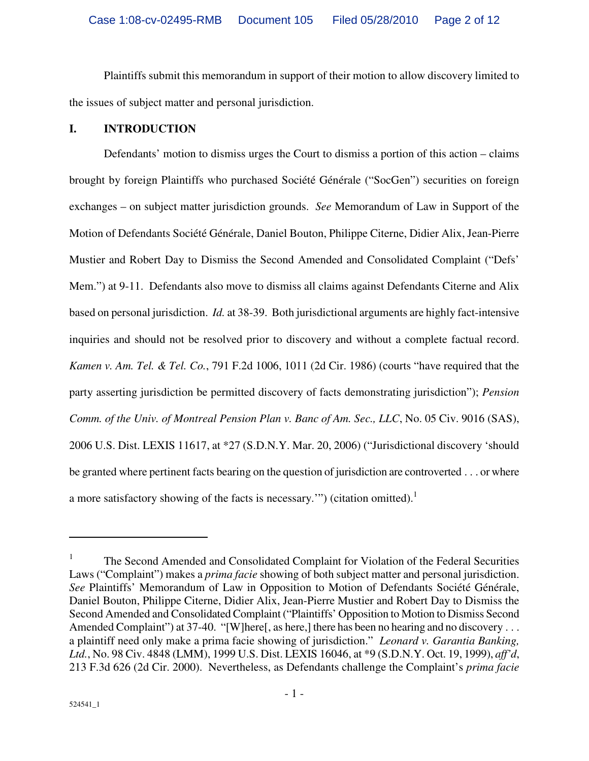Plaintiffs submit this memorandum in support of their motion to allow discovery limited to the issues of subject matter and personal jurisdiction.

## I. INTRODUCTION

Defendants' motion to dismiss urges the Court to dismiss a portion of this action – claims brought by foreign Plaintiffs who purchased Société Générale ("SocGen") securities on foreign exchanges – on subject matter jurisdiction grounds. *See* Memorandum of Law in Support of the Motion of Defendants Société Générale, Daniel Bouton, Philippe Citerne, Didier Alix, Jean-Pierre Mustier and Robert Day to Dismiss the Second Amended and Consolidated Complaint ("Defs' Mem.") at 9-11. Defendants also move to dismiss all claims against Defendants Citerne and Alix based on personal jurisdiction. *Id.* at 38-39. Both jurisdictional arguments are highly fact-intensive inquiries and should not be resolved prior to discovery and without a complete factual record. *Kamen v. Am. Tel. & Tel. Co.*, 791 F.2d 1006, 1011 (2d Cir. 1986) (courts "have required that the party asserting jurisdiction be permitted discovery of facts demonstrating jurisdiction"); *Pension Comm. of the Univ. of Montreal Pension Plan v. Banc of Am. Sec., LLC*, No. 05 Civ. 9016 (SAS), 2006 U.S. Dist. LEXIS 11617, at *27 (S.D.N.Y. Mar. 20, 2006) ("Jurisdictional discovery 'should be granted where pertinent facts bearing on the question of jurisdiction are controverted . . . or where a more satisfactory showing of the facts is necessary.'") (citation omitted).[1]

---

[1] The Second Amended and Consolidated Complaint for Violation of the Federal Securities Laws ("Complaint") makes a *prima facie* showing of both subject matter and personal jurisdiction. *See* Plaintiffs' Memorandum of Law in Opposition to Motion of Defendants Société Générale, Daniel Bouton, Philippe Citerne, Didier Alix, Jean-Pierre Mustier and Robert Day to Dismiss the Second Amended and Consolidated Complaint ("Plaintiffs' Opposition to Motion to Dismiss Second Amended Complaint") at 37-40. "[W]here[, as here,] there has been no hearing and no discovery . . . a plaintiff need only make a prima facie showing of jurisdiction." *Leonard v. Garantia Banking, Ltd.*, No. 98 Civ. 4848 (LMM), 1999 U.S. Dist. LEXIS 16046, at *9 (S.D.N.Y. Oct. 19, 1999), *aff'd*, 213 F.3d 626 (2d Cir. 2000). Nevertheless, as Defendants challenge the Complaint's *prima facie*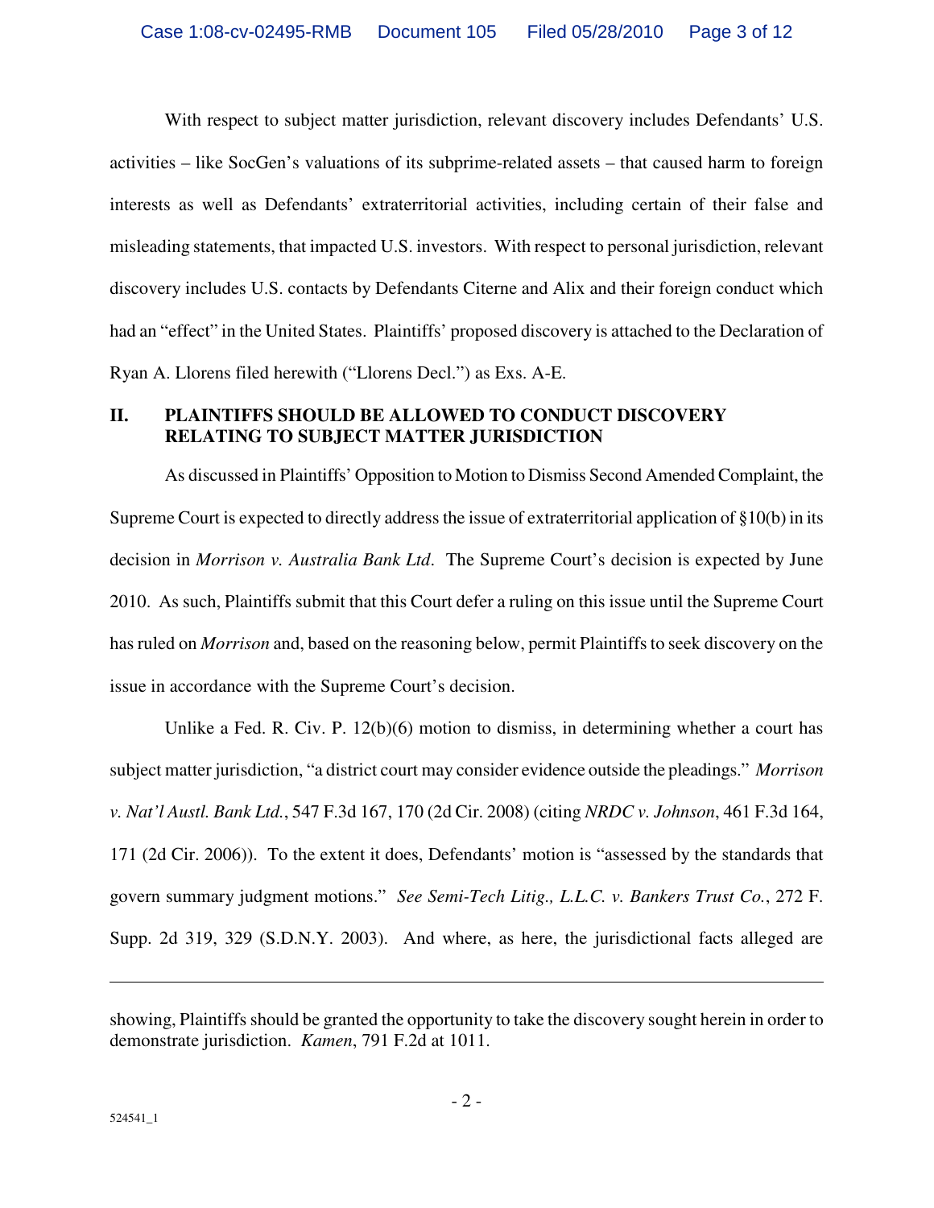With respect to subject matter jurisdiction, relevant discovery includes Defendants' U.S. activities – like SocGen's valuations of its subprime-related assets – that caused harm to foreign interests as well as Defendants' extraterritorial activities, including certain of their false and misleading statements, that impacted U.S. investors. With respect to personal jurisdiction, relevant discovery includes U.S. contacts by Defendants Citerne and Alix and their foreign conduct which had an "effect" in the United States. Plaintiffs' proposed discovery is attached to the Declaration of Ryan A. Llorens filed herewith ("Llorens Decl.") as Exs. A-E.

## II. PLAINTIFFS SHOULD BE ALLOWED TO CONDUCT DISCOVERY RELATING TO SUBJECT MATTER JURISDICTION

As discussed in Plaintiffs' Opposition to Motion to Dismiss Second Amended Complaint, the Supreme Court is expected to directly address the issue of extraterritorial application of §10(b) in its decision in *Morrison v. Australia Bank Ltd*. The Supreme Court's decision is expected by June 2010. As such, Plaintiffs submit that this Court defer a ruling on this issue until the Supreme Court has ruled on *Morrison* and, based on the reasoning below, permit Plaintiffs to seek discovery on the issue in accordance with the Supreme Court's decision.

Unlike a Fed. R. Civ. P. 12(b)(6) motion to dismiss, in determining whether a court has subject matter jurisdiction, "a district court may consider evidence outside the pleadings." *Morrison v. Nat'l Austl. Bank Ltd.*, 547 F.3d 167, 170 (2d Cir. 2008) (citing *NRDC v. Johnson*, 461 F.3d 164, 171 (2d Cir. 2006)). To the extent it does, Defendants' motion is "assessed by the standards that govern summary judgment motions." *See Semi-Tech Litig., L.L.C. v. Bankers Trust Co.*, 272 F. Supp. 2d 319, 329 (S.D.N.Y. 2003). And where, as here, the jurisdictional facts alleged are

---

showing, Plaintiffs should be granted the opportunity to take the discovery sought herein in order to demonstrate jurisdiction. *Kamen*, 791 F.2d at 1011.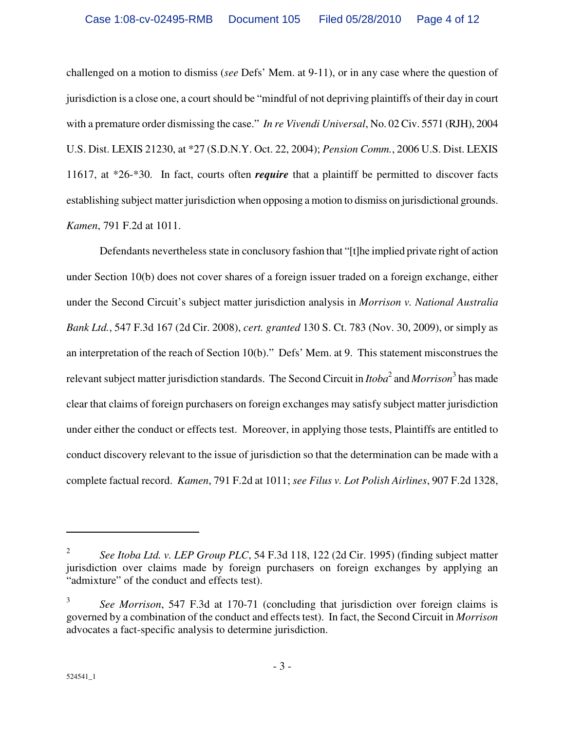challenged on a motion to dismiss (*see* Defs' Mem. at 9-11), or in any case where the question of jurisdiction is a close one, a court should be "mindful of not depriving plaintiffs of their day in court with a premature order dismissing the case." *In re Vivendi Universal*, No. 02 Civ. 5571 (RJH), 2004 U.S. Dist. LEXIS 21230, at *27 (S.D.N.Y. Oct. 22, 2004); *Pension Comm.*, 2006 U.S. Dist. LEXIS 11617, at *26-*30. In fact, courts often ***require*** that a plaintiff be permitted to discover facts establishing subject matter jurisdiction when opposing a motion to dismiss on jurisdictional grounds. *Kamen*, 791 F.2d at 1011.

Defendants nevertheless state in conclusory fashion that "[t]he implied private right of action under Section 10(b) does not cover shares of a foreign issuer traded on a foreign exchange, either under the Second Circuit's subject matter jurisdiction analysis in *Morrison v. National Australia Bank Ltd.*, 547 F.3d 167 (2d Cir. 2008), *cert. granted* 130 S. Ct. 783 (Nov. 30, 2009), or simply as an interpretation of the reach of Section 10(b)." Defs' Mem. at 9. This statement misconstrues the relevant subject matter jurisdiction standards. The Second Circuit in *Itoba*[2] and *Morrison*[3] has made clear that claims of foreign purchasers on foreign exchanges may satisfy subject matter jurisdiction under either the conduct or effects test. Moreover, in applying those tests, Plaintiffs are entitled to conduct discovery relevant to the issue of jurisdiction so that the determination can be made with a complete factual record. *Kamen*, 791 F.2d at 1011; *see Filus v. Lot Polish Airlines*, 907 F.2d 1328,

---

[2] *See Itoba Ltd. v. LEP Group PLC*, 54 F.3d 118, 122 (2d Cir. 1995) (finding subject matter jurisdiction over claims made by foreign purchasers on foreign exchanges by applying an "admixture" of the conduct and effects test).

[3] *See Morrison*, 547 F.3d at 170-71 (concluding that jurisdiction over foreign claims is governed by a combination of the conduct and effects test). In fact, the Second Circuit in *Morrison* advocates a fact-specific analysis to determine jurisdiction.

524541_1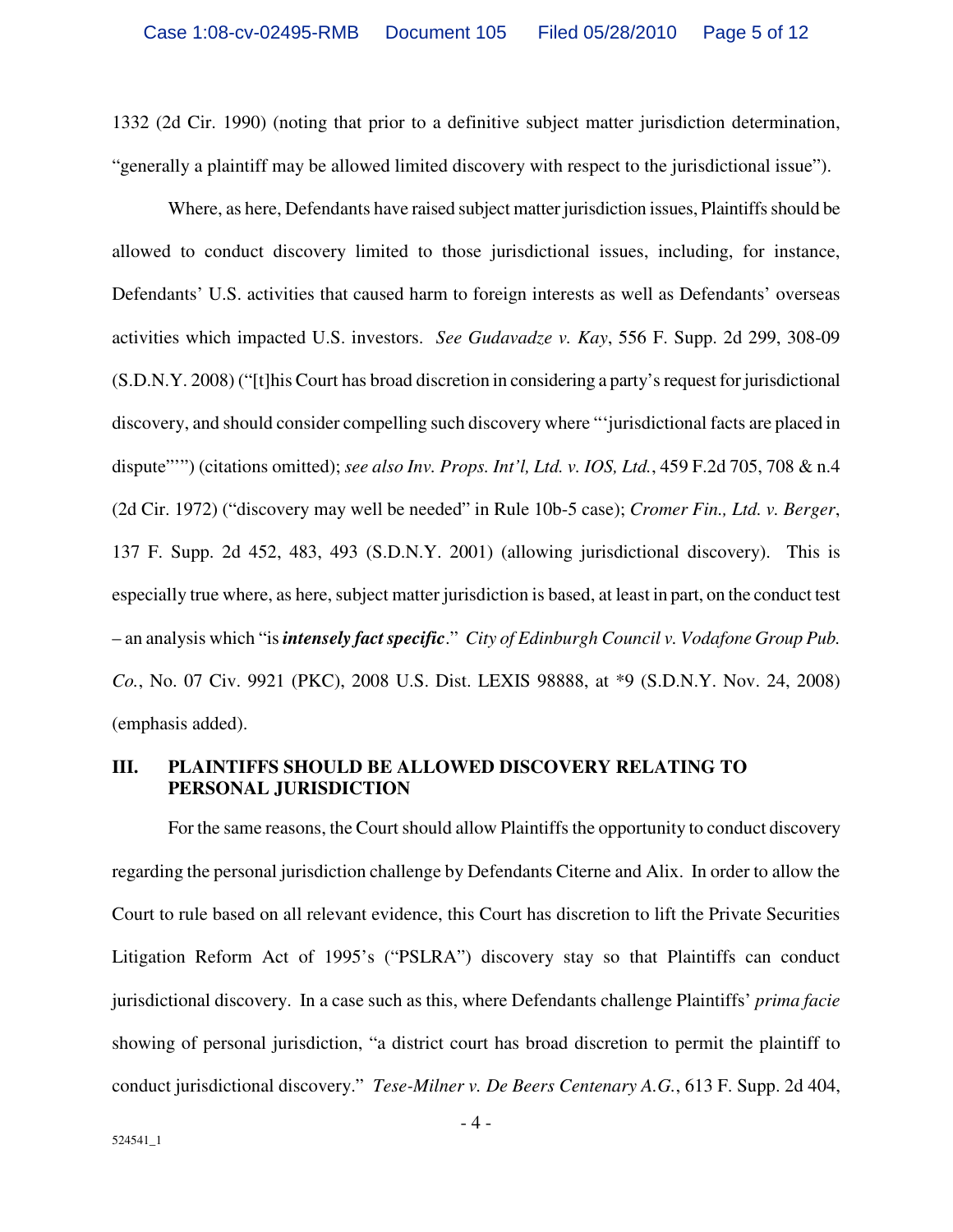1332 (2d Cir. 1990) (noting that prior to a definitive subject matter jurisdiction determination, "generally a plaintiff may be allowed limited discovery with respect to the jurisdictional issue").

Where, as here, Defendants have raised subject matter jurisdiction issues, Plaintiffs should be allowed to conduct discovery limited to those jurisdictional issues, including, for instance, Defendants' U.S. activities that caused harm to foreign interests as well as Defendants' overseas activities which impacted U.S. investors. *See Gudavadze v. Kay*, 556 F. Supp. 2d 299, 308-09 (S.D.N.Y. 2008) ("[t]his Court has broad discretion in considering a party's request for jurisdictional discovery, and should consider compelling such discovery where "'jurisdictional facts are placed in dispute"'") (citations omitted); *see also Inv. Props. Int'l, Ltd. v. IOS, Ltd.*, 459 F.2d 705, 708 & n.4 (2d Cir. 1972) ("discovery may well be needed" in Rule 10b-5 case); *Cromer Fin., Ltd. v. Berger*, 137 F. Supp. 2d 452, 483, 493 (S.D.N.Y. 2001) (allowing jurisdictional discovery). This is especially true where, as here, subject matter jurisdiction is based, at least in part, on the conduct test – an analysis which "is ***intensely fact specific***." *City of Edinburgh Council v. Vodafone Group Pub. Co.*, No. 07 Civ. 9921 (PKC), 2008 U.S. Dist. LEXIS 98888, at *9 (S.D.N.Y. Nov. 24, 2008) (emphasis added).

## III. PLAINTIFFS SHOULD BE ALLOWED DISCOVERY RELATING TO PERSONAL JURISDICTION

For the same reasons, the Court should allow Plaintiffs the opportunity to conduct discovery regarding the personal jurisdiction challenge by Defendants Citerne and Alix. In order to allow the Court to rule based on all relevant evidence, this Court has discretion to lift the Private Securities Litigation Reform Act of 1995's ("PSLRA") discovery stay so that Plaintiffs can conduct jurisdictional discovery. In a case such as this, where Defendants challenge Plaintiffs' *prima facie* showing of personal jurisdiction, "a district court has broad discretion to permit the plaintiff to conduct jurisdictional discovery." *Tese-Milner v. De Beers Centenary A.G.*, 613 F. Supp. 2d 404,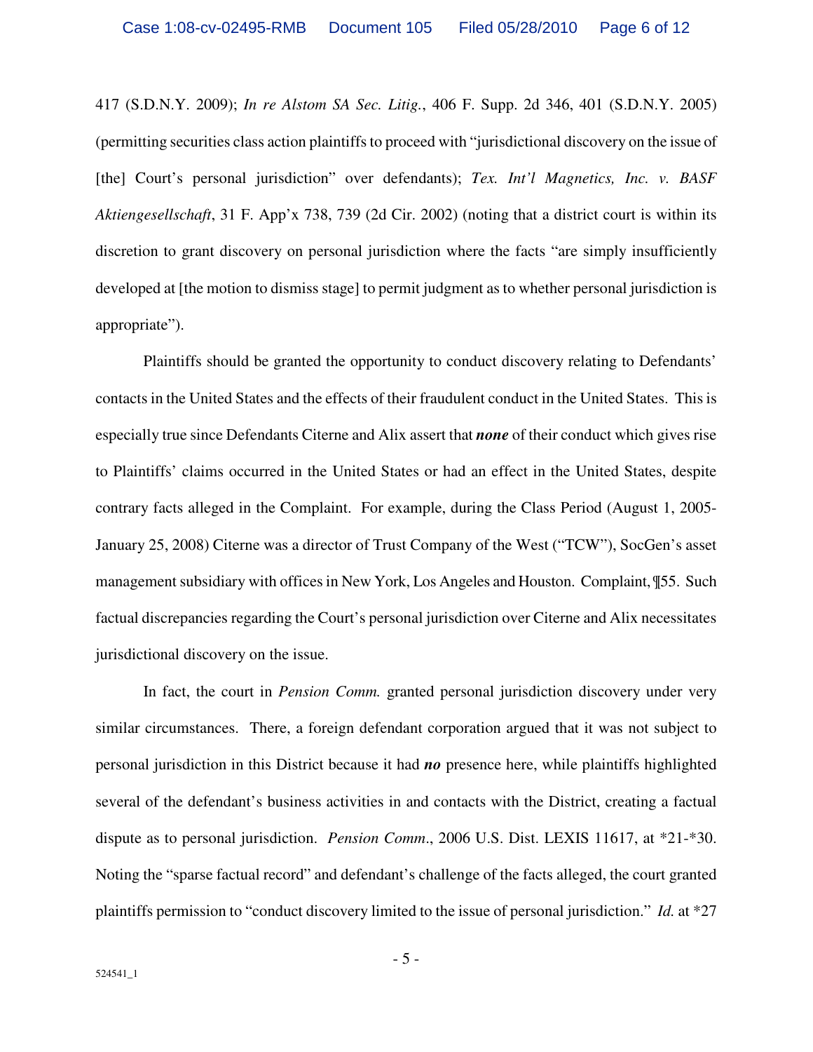417 (S.D.N.Y. 2009); *In re Alstom SA Sec. Litig.*, 406 F. Supp. 2d 346, 401 (S.D.N.Y. 2005) (permitting securities class action plaintiffs to proceed with "jurisdictional discovery on the issue of [the] Court's personal jurisdiction" over defendants); *Tex. Int'l Magnetics, Inc. v. BASF Aktiengesellschaft*, 31 F. App'x 738, 739 (2d Cir. 2002) (noting that a district court is within its discretion to grant discovery on personal jurisdiction where the facts "are simply insufficiently developed at [the motion to dismiss stage] to permit judgment as to whether personal jurisdiction is appropriate").

Plaintiffs should be granted the opportunity to conduct discovery relating to Defendants' contacts in the United States and the effects of their fraudulent conduct in the United States. This is especially true since Defendants Citerne and Alix assert that ***none*** of their conduct which gives rise to Plaintiffs' claims occurred in the United States or had an effect in the United States, despite contrary facts alleged in the Complaint. For example, during the Class Period (August 1, 2005-January 25, 2008) Citerne was a director of Trust Company of the West ("TCW"), SocGen's asset management subsidiary with offices in New York, Los Angeles and Houston. Complaint, ¶55. Such factual discrepancies regarding the Court's personal jurisdiction over Citerne and Alix necessitates jurisdictional discovery on the issue.

In fact, the court in *Pension Comm.* granted personal jurisdiction discovery under very similar circumstances. There, a foreign defendant corporation argued that it was not subject to personal jurisdiction in this District because it had ***no*** presence here, while plaintiffs highlighted several of the defendant's business activities in and contacts with the District, creating a factual dispute as to personal jurisdiction. *Pension Comm.*, 2006 U.S. Dist. LEXIS 11617, at *21-*30. Noting the "sparse factual record" and defendant's challenge of the facts alleged, the court granted plaintiffs permission to "conduct discovery limited to the issue of personal jurisdiction." *Id.* at *27

524541_1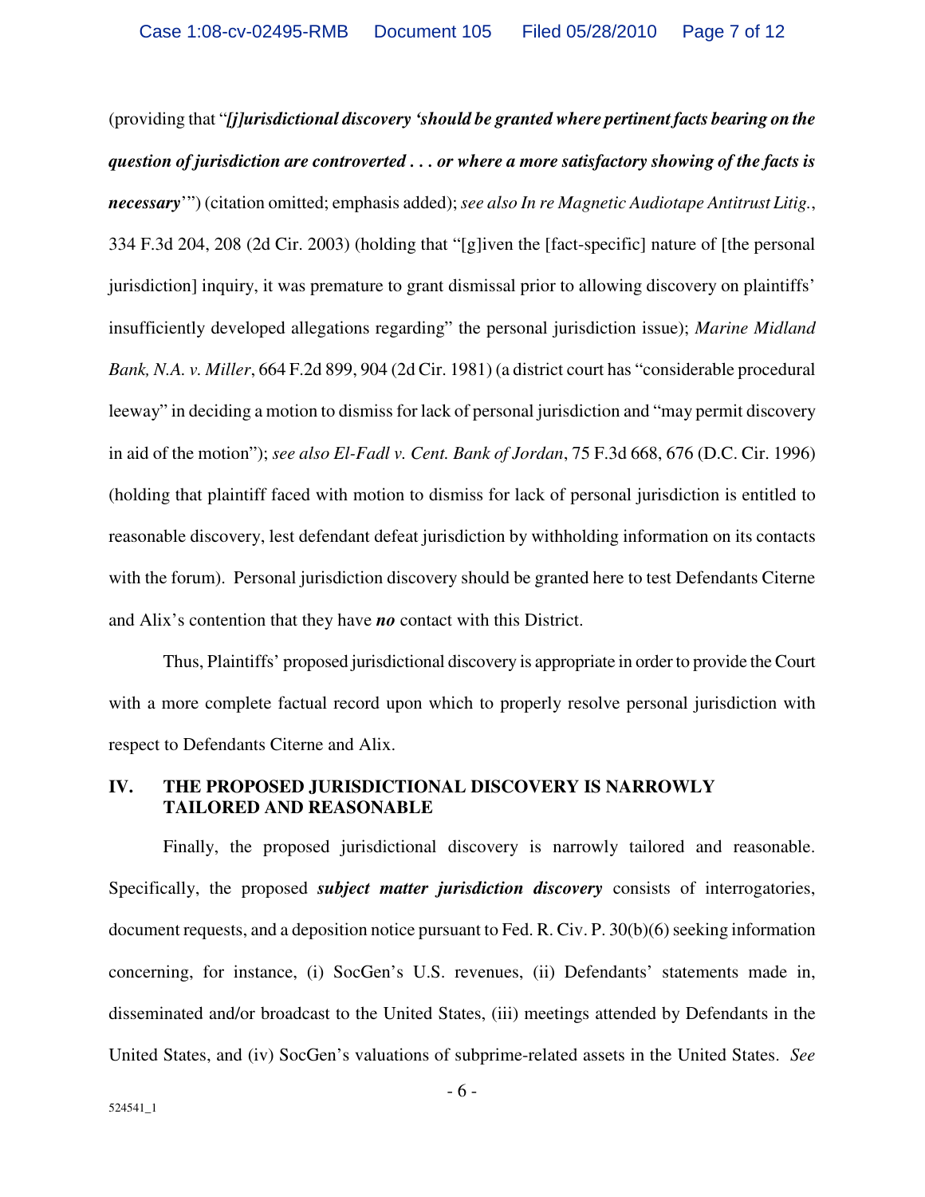(providing that "***[j]urisdictional discovery 'should be granted where pertinent facts bearing on the question of jurisdiction are controverted . . . or where a more satisfactory showing of the facts is necessary***'") (citation omitted; emphasis added); *see also In re Magnetic Audiotape Antitrust Litig.*, 334 F.3d 204, 208 (2d Cir. 2003) (holding that "[g]iven the [fact-specific] nature of [the personal jurisdiction] inquiry, it was premature to grant dismissal prior to allowing discovery on plaintiffs' insufficiently developed allegations regarding" the personal jurisdiction issue); *Marine Midland Bank, N.A. v. Miller*, 664 F.2d 899, 904 (2d Cir. 1981) (a district court has "considerable procedural leeway" in deciding a motion to dismiss for lack of personal jurisdiction and "may permit discovery in aid of the motion"); *see also El-Fadl v. Cent. Bank of Jordan*, 75 F.3d 668, 676 (D.C. Cir. 1996) (holding that plaintiff faced with motion to dismiss for lack of personal jurisdiction is entitled to reasonable discovery, lest defendant defeat jurisdiction by withholding information on its contacts with the forum). Personal jurisdiction discovery should be granted here to test Defendants Citerne and Alix's contention that they have ***no*** contact with this District.

Thus, Plaintiffs' proposed jurisdictional discovery is appropriate in order to provide the Court with a more complete factual record upon which to properly resolve personal jurisdiction with respect to Defendants Citerne and Alix.

## IV. THE PROPOSED JURISDICTIONAL DISCOVERY IS NARROWLY TAILORED AND REASONABLE

Finally, the proposed jurisdictional discovery is narrowly tailored and reasonable. Specifically, the proposed ***subject matter jurisdiction discovery*** consists of interrogatories, document requests, and a deposition notice pursuant to Fed. R. Civ. P. 30(b)(6) seeking information concerning, for instance, (i) SocGen's U.S. revenues, (ii) Defendants' statements made in, disseminated and/or broadcast to the United States, (iii) meetings attended by Defendants in the United States, and (iv) SocGen's valuations of subprime-related assets in the United States. *See*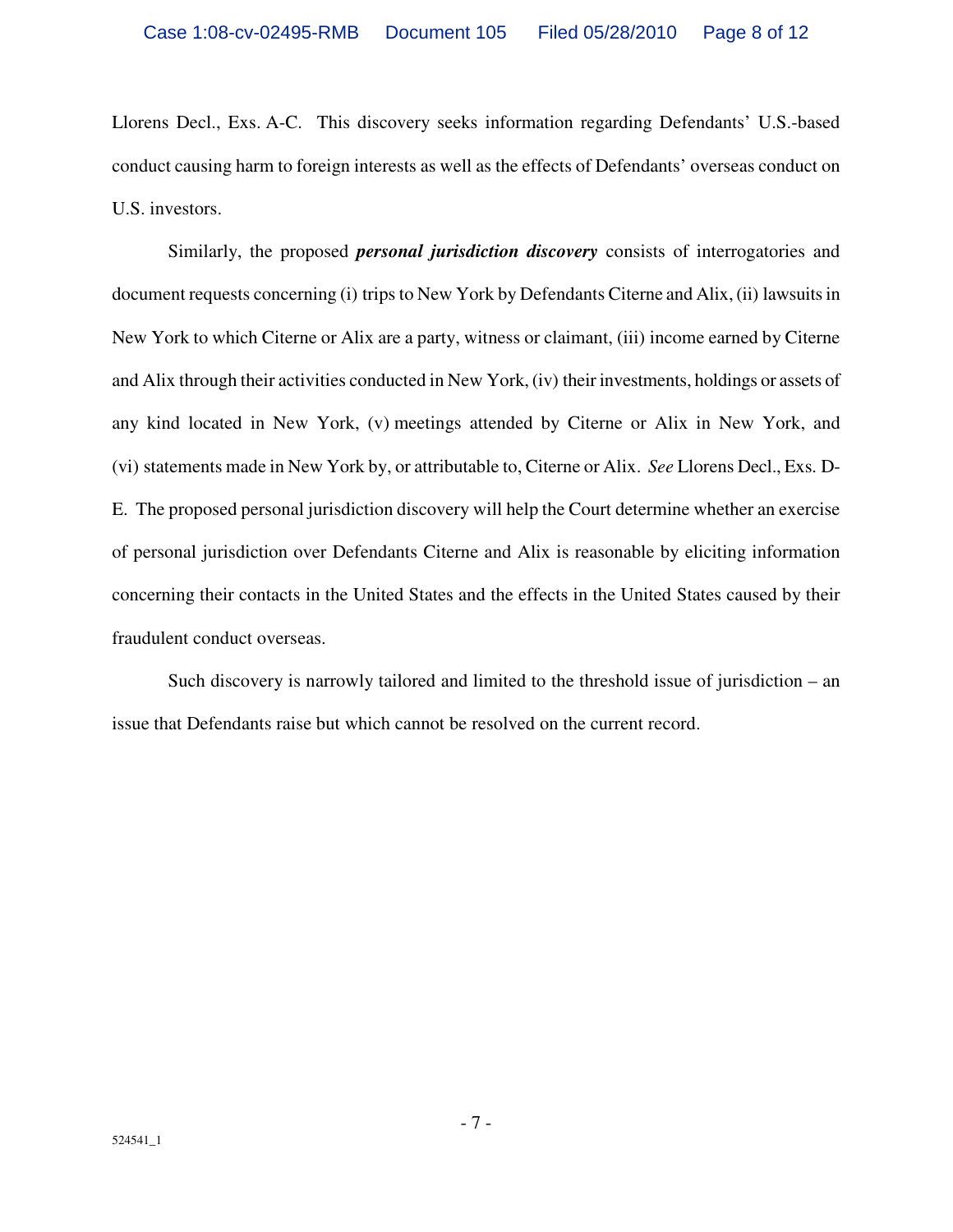Llorens Decl., Exs. A-C. This discovery seeks information regarding Defendants' U.S.-based conduct causing harm to foreign interests as well as the effects of Defendants' overseas conduct on U.S. investors.

Similarly, the proposed ***personal jurisdiction discovery*** consists of interrogatories and document requests concerning (i) trips to New York by Defendants Citerne and Alix, (ii) lawsuits in New York to which Citerne or Alix are a party, witness or claimant, (iii) income earned by Citerne and Alix through their activities conducted in New York, (iv) their investments, holdings or assets of any kind located in New York, (v) meetings attended by Citerne or Alix in New York, and (vi) statements made in New York by, or attributable to, Citerne or Alix. *See* Llorens Decl., Exs. D-E. The proposed personal jurisdiction discovery will help the Court determine whether an exercise of personal jurisdiction over Defendants Citerne and Alix is reasonable by eliciting information concerning their contacts in the United States and the effects in the United States caused by their fraudulent conduct overseas.

Such discovery is narrowly tailored and limited to the threshold issue of jurisdiction – an issue that Defendants raise but which cannot be resolved on the current record.

524541_1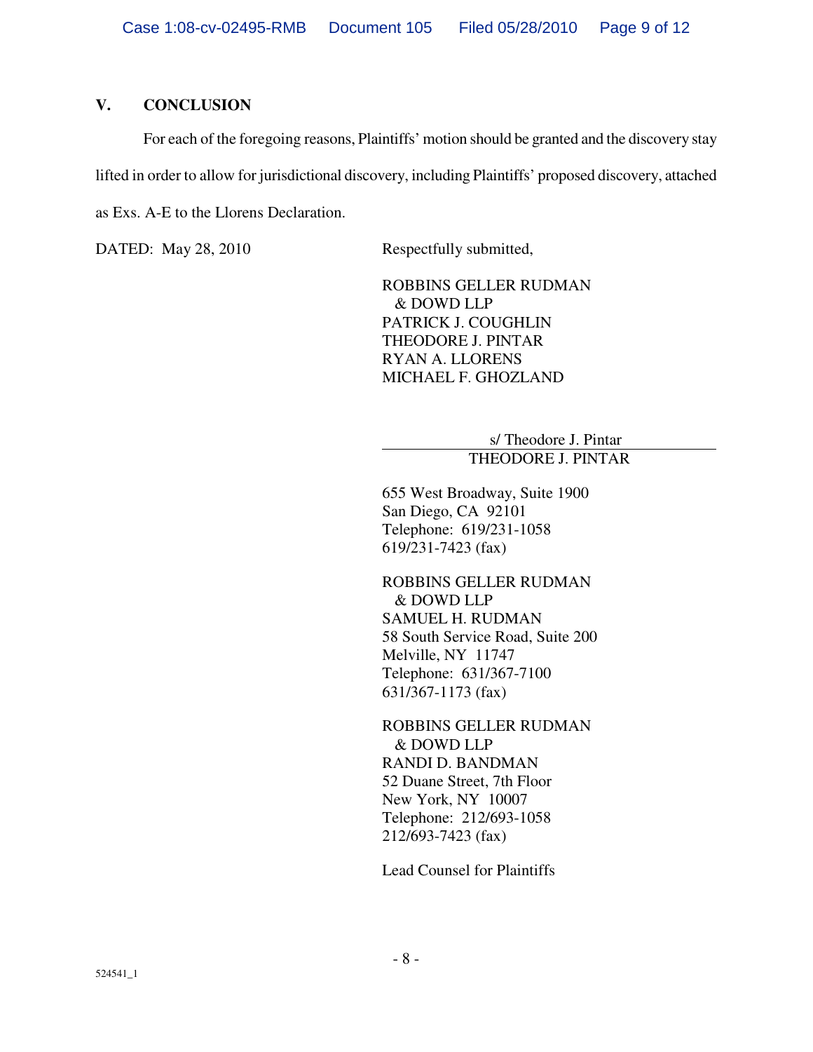## V. CONCLUSION

For each of the foregoing reasons, Plaintiffs' motion should be granted and the discovery stay lifted in order to allow for jurisdictional discovery, including Plaintiffs' proposed discovery, attached as Exs. A-E to the Llorens Declaration.

DATED: May 28, 2010

Respectfully submitted,

ROBBINS GELLER RUDMAN
& DOWD LLP
PATRICK J. COUGHLIN
THEODORE J. PINTAR
RYAN A. LLORENS
MICHAEL F. GHOZLAND

s/ Theodore J. Pintar
THEODORE J. PINTAR

655 West Broadway, Suite 1900
San Diego, CA 92101
Telephone: 619/231-1058
619/231-7423 (fax)

ROBBINS GELLER RUDMAN
& DOWD LLP
SAMUEL H. RUDMAN
58 South Service Road, Suite 200
Melville, NY 11747
Telephone: 631/367-7100
631/367-1173 (fax)

ROBBINS GELLER RUDMAN
& DOWD LLP
RANDI D. BANDMAN
52 Duane Street, 7th Floor
New York, NY 10007
Telephone: 212/693-1058
212/693-7423 (fax)

Lead Counsel for Plaintiffs

524541_1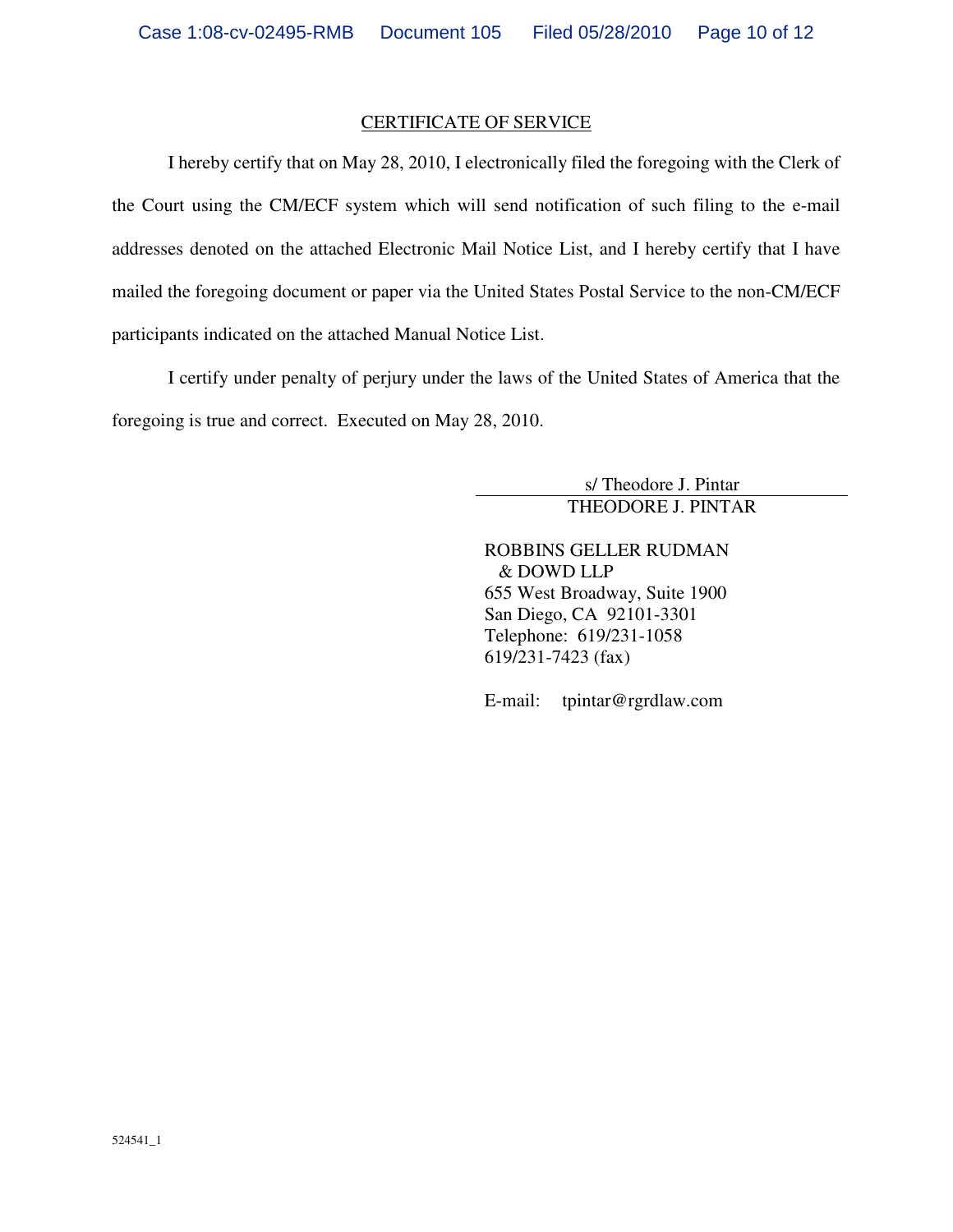## CERTIFICATE OF SERVICE

I hereby certify that on May 28, 2010, I electronically filed the foregoing with the Clerk of the Court using the CM/ECF system which will send notification of such filing to the e-mail addresses denoted on the attached Electronic Mail Notice List, and I hereby certify that I have mailed the foregoing document or paper via the United States Postal Service to the non-CM/ECF participants indicated on the attached Manual Notice List.

I certify under penalty of perjury under the laws of the United States of America that the foregoing is true and correct. Executed on May 28, 2010.

s/ Theodore J. Pintar
THEODORE J. PINTAR

ROBBINS GELLER RUDMAN
& DOWD LLP
655 West Broadway, Suite 1900
San Diego, CA 92101-3301
Telephone: 619/231-1058
619/231-7423 (fax)

E-mail: tpintar@rgrdlaw.com

524541_1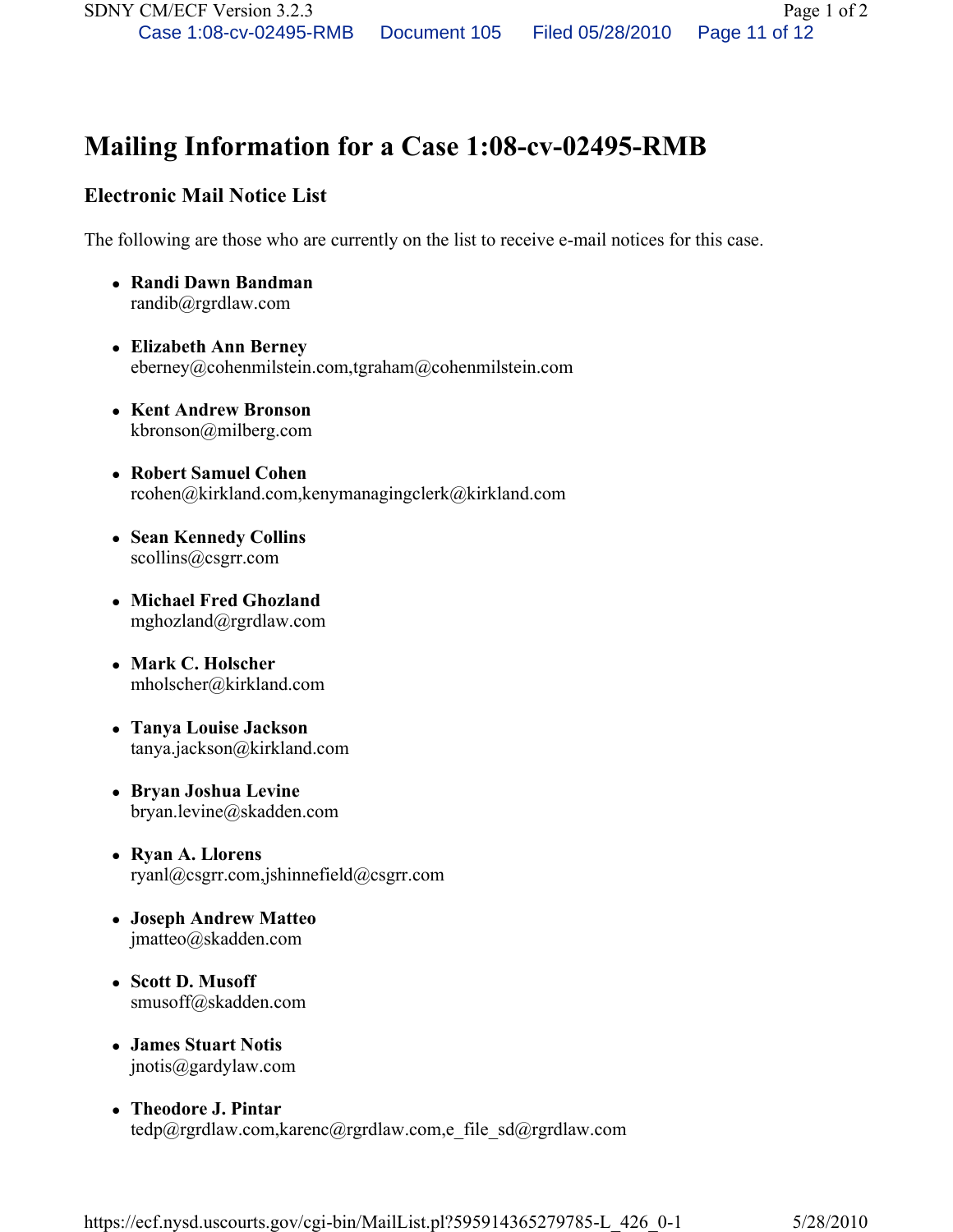# Mailing Information for a Case 1:08-cv-02495-RMB

## Electronic Mail Notice List

The following are those who are currently on the list to receive e-mail notices for this case.

- **Randi Dawn Bandman**
  randib@rgrdlaw.com
- **Elizabeth Ann Berney**
  eberney@cohenmilstein.com,tgraham@cohenmilstein.com
- **Kent Andrew Bronson**
  kbronson@milberg.com
- **Robert Samuel Cohen**
  rcohen@kirkland.com,kenymanagingclerk@kirkland.com
- **Sean Kennedy Collins**
  scollins@csgrr.com
- **Michael Fred Ghozland**
  mghozland@rgrdlaw.com
- **Mark C. Holscher**
  mholscher@kirkland.com
- **Tanya Louise Jackson**
  tanya.jackson@kirkland.com
- **Bryan Joshua Levine**
  bryan.levine@skadden.com
- **Ryan A. Llorens**
  ryanl@csgrr.com,jshinnefield@csgrr.com
- **Joseph Andrew Matteo**
  jmatteo@skadden.com
- **Scott D. Musoff**
  smusoff@skadden.com
- **James Stuart Notis**
  jnotis@gardylaw.com
- **Theodore J. Pintar**
  tedp@rgrdlaw.com,karenc@rgrdlaw.com,e_file_sd@rgrdlaw.com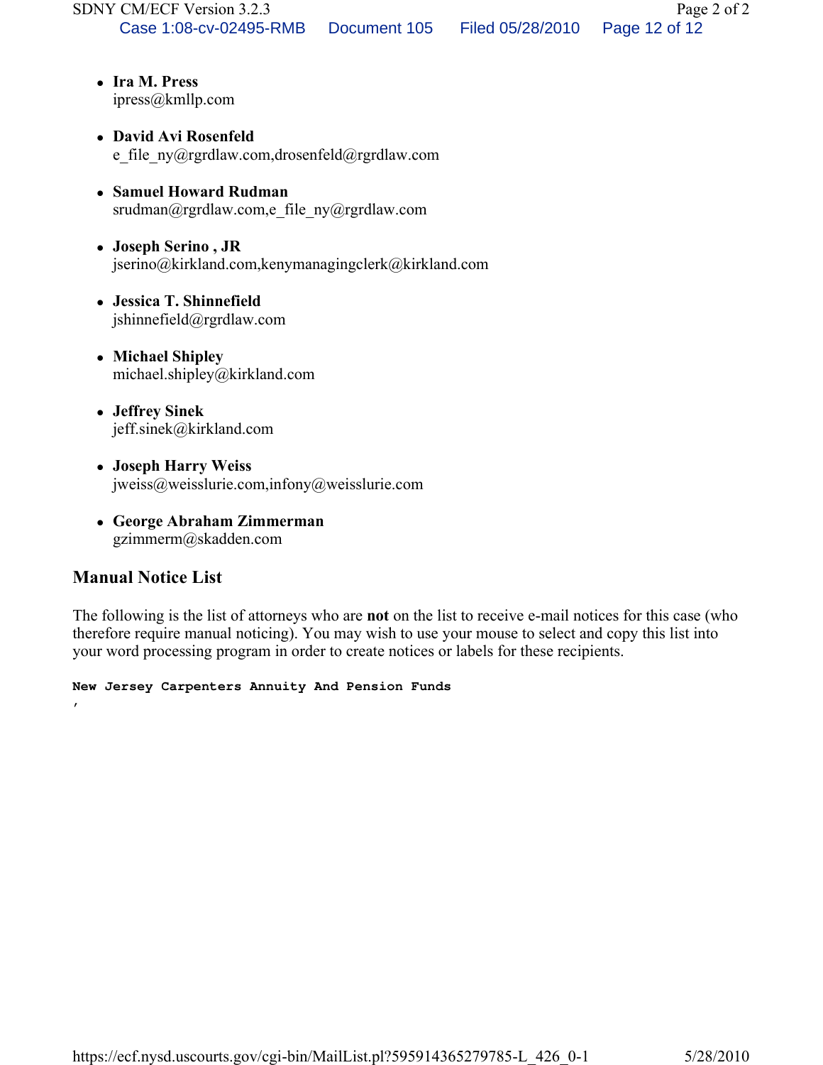- **Ira M. Press**
  ipress@kmllp.com

- **David Avi Rosenfeld**
  e_file_ny@rgrdlaw.com,drosenfeld@rgrdlaw.com

- **Samuel Howard Rudman**
  srudman@rgrdlaw.com,e_file_ny@rgrdlaw.com

- **Joseph Serino , JR**
  jserino@kirkland.com,kenymanagingclerk@kirkland.com

- **Jessica T. Shinnefield**
  jshinnefield@rgrdlaw.com

- **Michael Shipley**
  michael.shipley@kirkland.com

- **Jeffrey Sinek**
  jeff.sinek@kirkland.com

- **Joseph Harry Weiss**
  jweiss@weisslurie.com,infony@weisslurie.com

- **George Abraham Zimmerman**
  gzimmerm@skadden.com

## Manual Notice List

The following is the list of attorneys who are **not** on the list to receive e-mail notices for this case (who therefore require manual noticing). You may wish to use your mouse to select and copy this list into your word processing program in order to create notices or labels for these recipients.

**New Jersey Carpenters Annuity And Pension Funds**
,